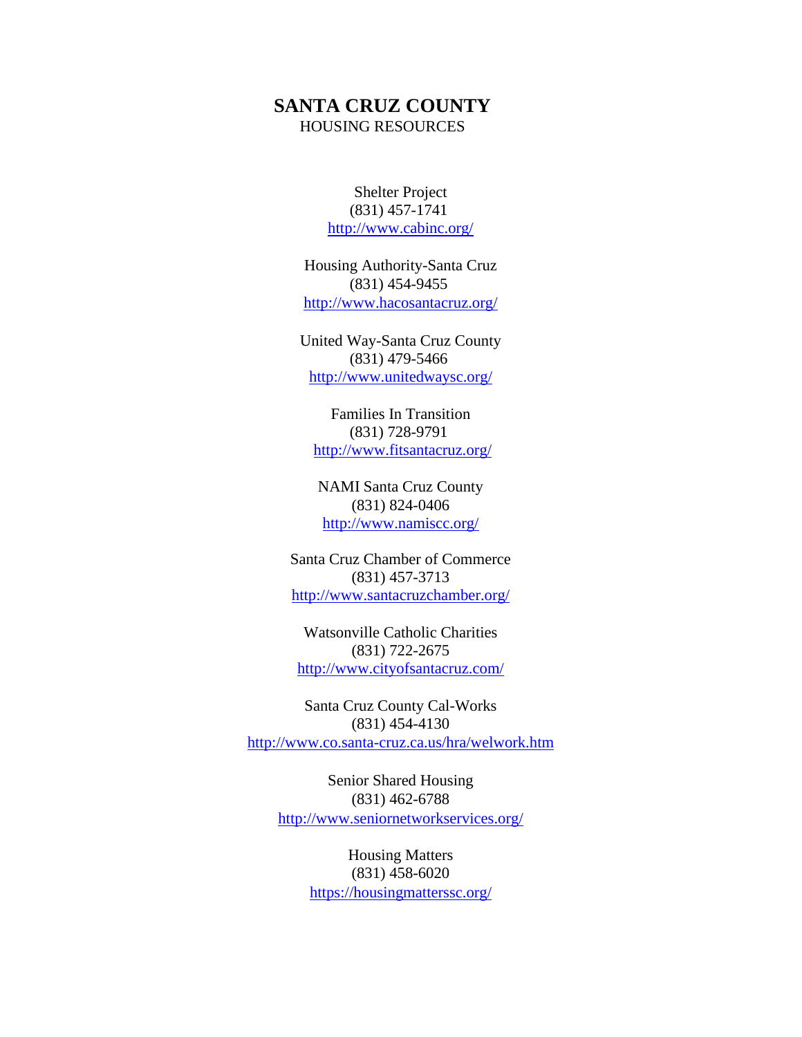# SANTA CRUZ COUNTY

HOUSING RESOURCES

Shelter Project
(831) 457-1741
http://www.cabinc.org/

Housing Authority-Santa Cruz
(831) 454-9455
http://www.hacosantacruz.org/

United Way-Santa Cruz County
(831) 479-5466
http://www.unitedwaysc.org/

Families In Transition
(831) 728-9791
http://www.fitsantacruz.org/

NAMI Santa Cruz County
(831) 824-0406
http://www.namiscc.org/

Santa Cruz Chamber of Commerce
(831) 457-3713
http://www.santacruzchamber.org/

Watsonville Catholic Charities
(831) 722-2675
http://www.cityofsantacruz.com/

Santa Cruz County Cal-Works
(831) 454-4130
http://www.co.santa-cruz.ca.us/hra/welwork.htm

Senior Shared Housing
(831) 462-6788
http://www.seniornetworkservices.org/

Housing Matters
(831) 458-6020
https://housingmatterssc.org/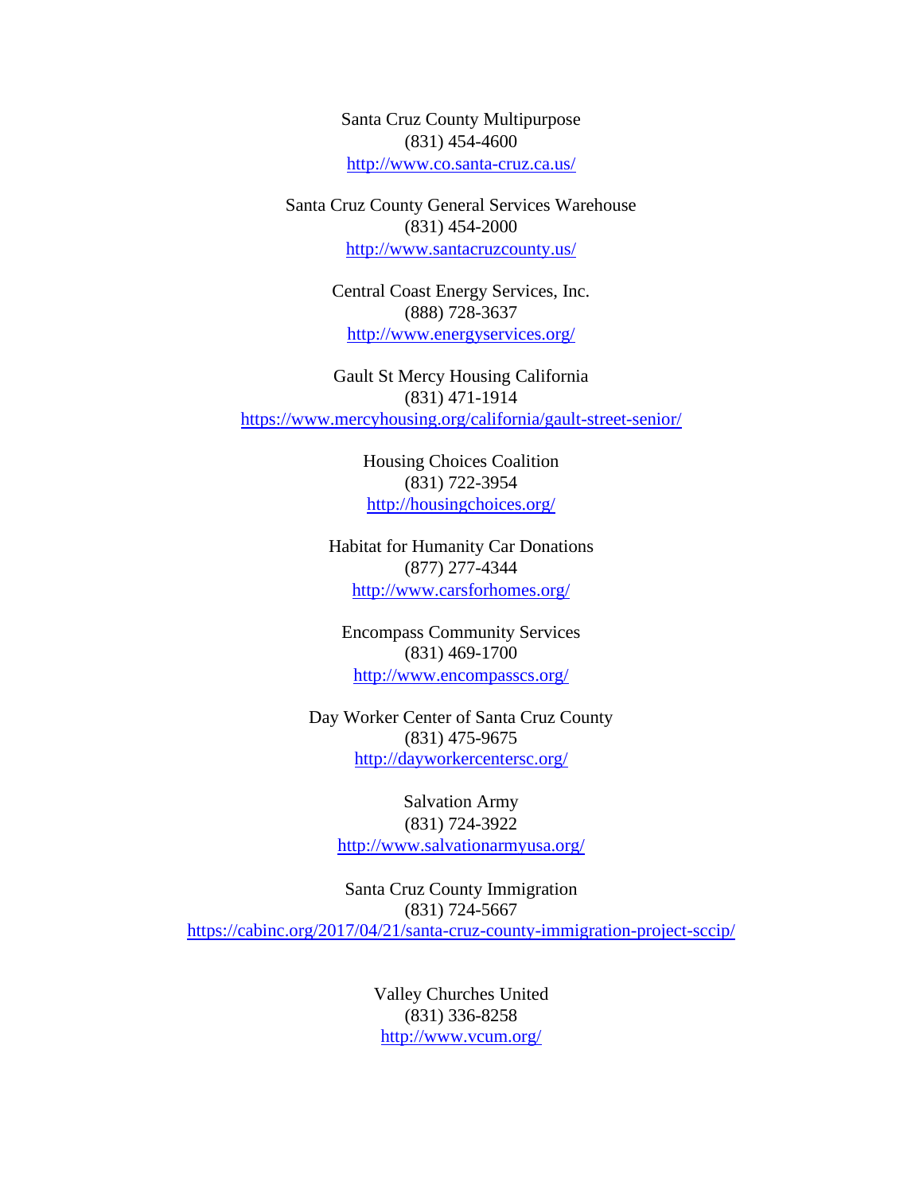Santa Cruz County Multipurpose
(831) 454-4600
http://www.co.santa-cruz.ca.us/

Santa Cruz County General Services Warehouse
(831) 454-2000
http://www.santacruzcounty.us/

Central Coast Energy Services, Inc.
(888) 728-3637
http://www.energyservices.org/

Gault St Mercy Housing California
(831) 471-1914
https://www.mercyhousing.org/california/gault-street-senior/

Housing Choices Coalition
(831) 722-3954
http://housingchoices.org/

Habitat for Humanity Car Donations
(877) 277-4344
http://www.carsforhomes.org/

Encompass Community Services
(831) 469-1700
http://www.encompasscs.org/

Day Worker Center of Santa Cruz County
(831) 475-9675
http://dayworkercentersc.org/

Salvation Army
(831) 724-3922
http://www.salvationarmyusa.org/

Santa Cruz County Immigration
(831) 724-5667
https://cabinc.org/2017/04/21/santa-cruz-county-immigration-project-sccip/

Valley Churches United
(831) 336-8258
http://www.vcum.org/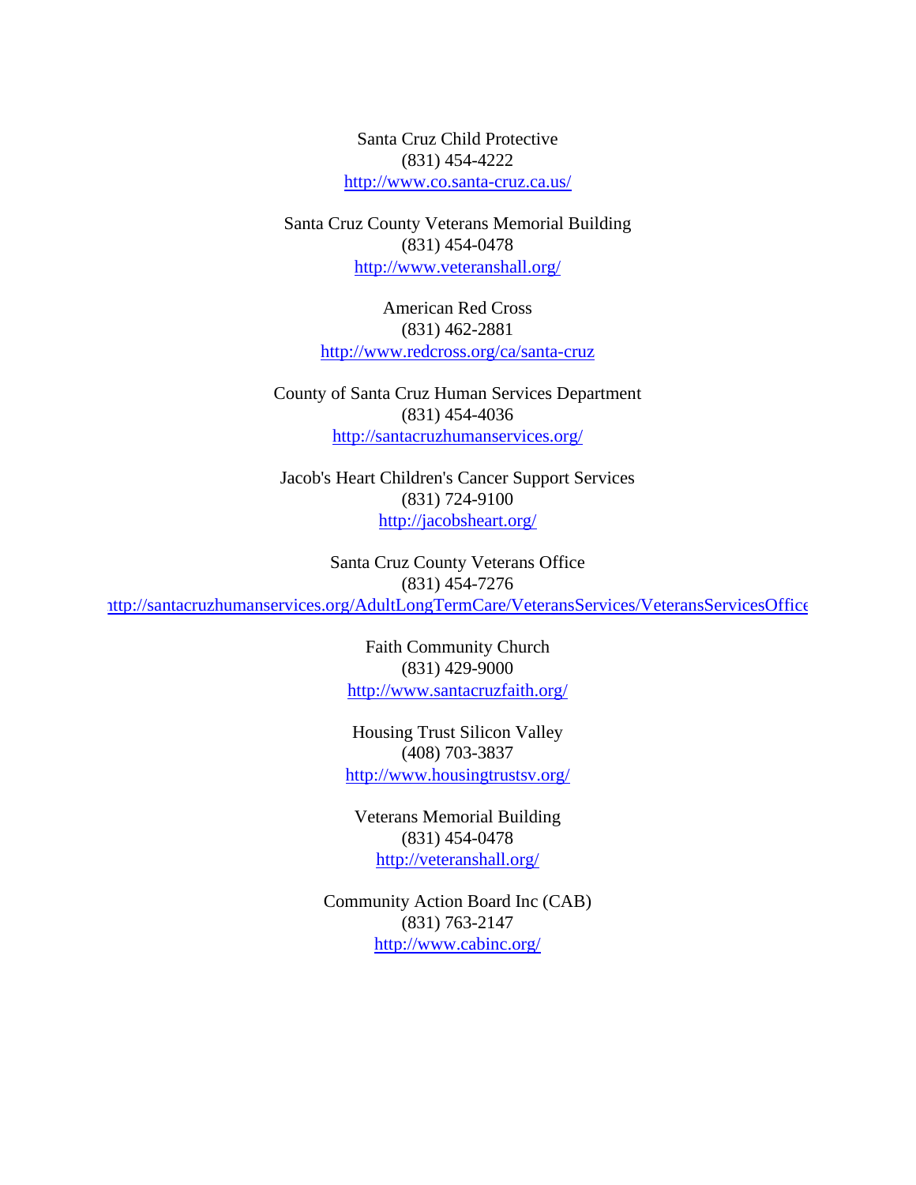Santa Cruz Child Protective
(831) 454-4222
http://www.co.santa-cruz.ca.us/

Santa Cruz County Veterans Memorial Building
(831) 454-0478
http://www.veteranshall.org/

American Red Cross
(831) 462-2881
http://www.redcross.org/ca/santa-cruz

County of Santa Cruz Human Services Department
(831) 454-4036
http://santacruzhumanservices.org/

Jacob's Heart Children's Cancer Support Services
(831) 724-9100
http://jacobsheart.org/

Santa Cruz County Veterans Office
(831) 454-7276
http://santacruzhumanservices.org/AdultLongTermCare/VeteransServices/VeteransServicesOffice

Faith Community Church
(831) 429-9000
http://www.santacruzfaith.org/

Housing Trust Silicon Valley
(408) 703-3837
http://www.housingtrustsv.org/

Veterans Memorial Building
(831) 454-0478
http://veteranshall.org/

Community Action Board Inc (CAB)
(831) 763-2147
http://www.cabinc.org/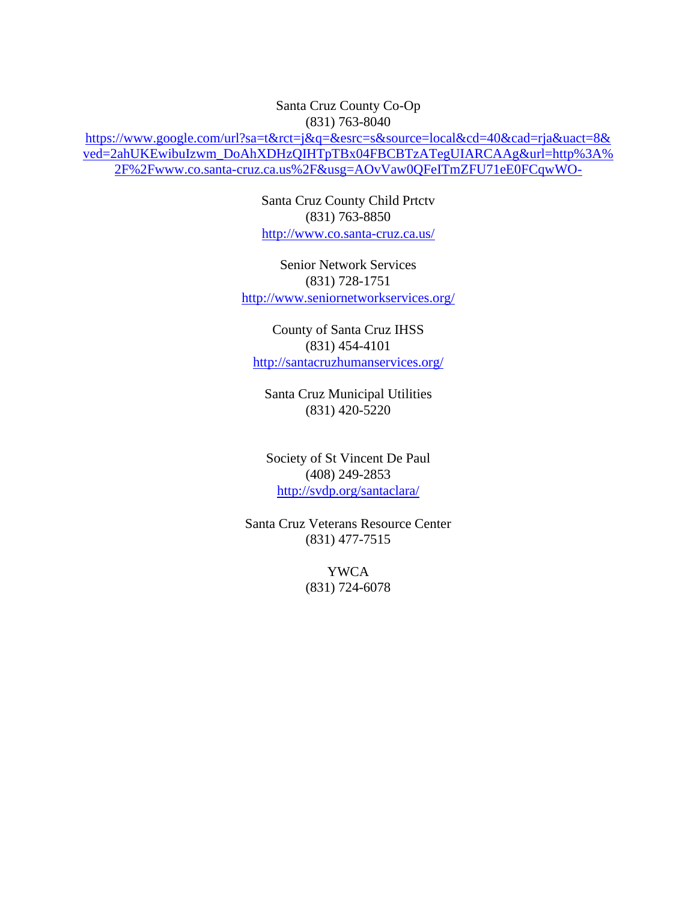Santa Cruz County Co-Op
(831) 763-8040
https://www.google.com/url?sa=t&rct=j&q=&esrc=s&source=local&cd=40&cad=rja&uact=8&ved=2ahUKEwibuIzwm_DoAhXDHzQIHTpTBx04FBCBTzATegUIARCAAg&url=http%3A%2F%2Fwww.co.santa-cruz.ca.us%2F&usg=AOvVaw0QFeITmZFU71eE0FCqwWO-

Santa Cruz County Child Prtctv
(831) 763-8850
http://www.co.santa-cruz.ca.us/

Senior Network Services
(831) 728-1751
http://www.seniornetworkservices.org/

County of Santa Cruz IHSS
(831) 454-4101
http://santacruzhumanservices.org/

Santa Cruz Municipal Utilities
(831) 420-5220

Society of St Vincent De Paul
(408) 249-2853
http://svdp.org/santaclara/

Santa Cruz Veterans Resource Center
(831) 477-7515

YWCA
(831) 724-6078